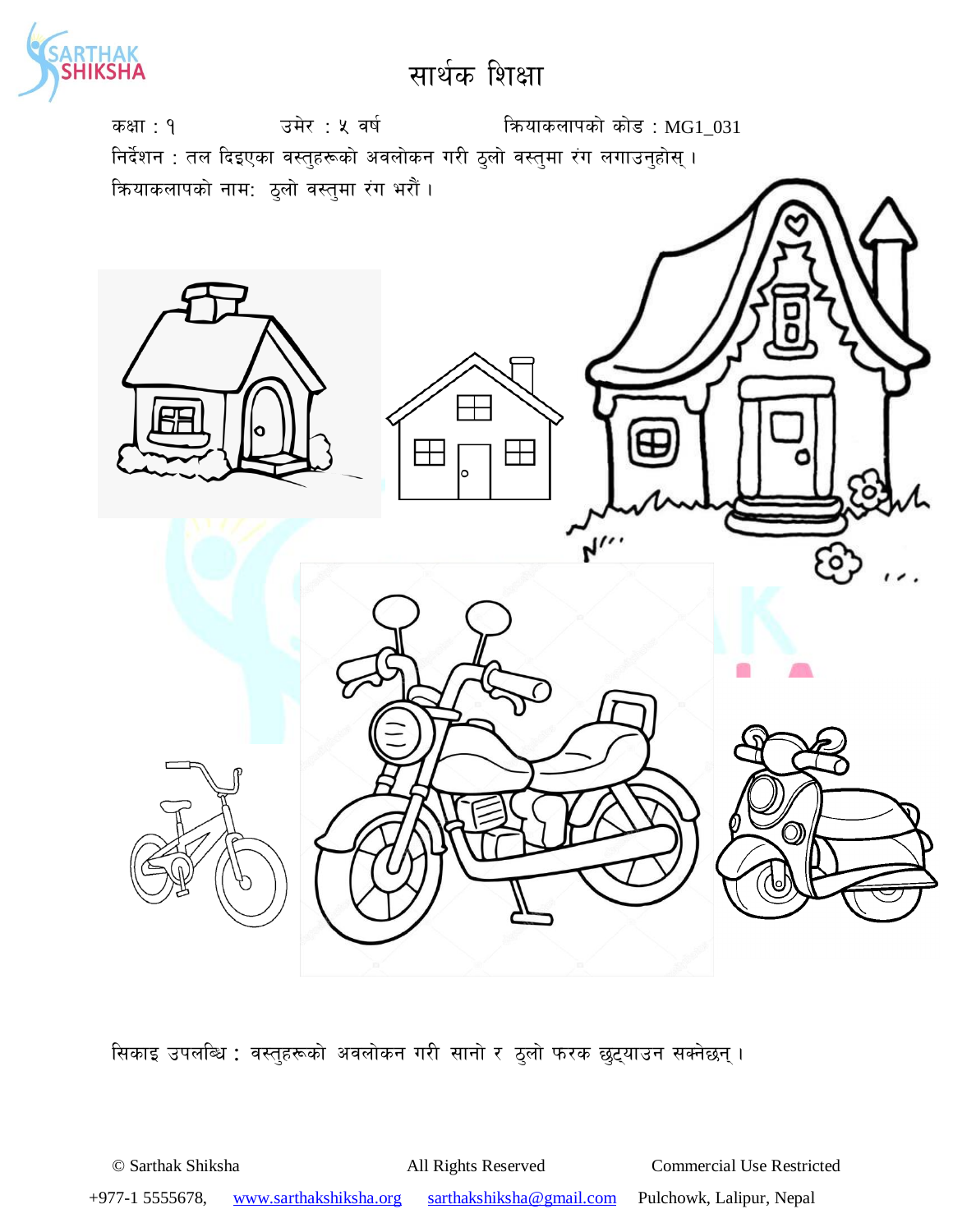# सार्थक शिक्षा

कक्षा : १ उमेर : ५ वर्ष क्रियाकलापको कोड : MG1_031

निर्देशन : तल दिइएका वस्तुहरूको अवलोकन गरी ठुलो वस्तुमा रंग लगाउनुहोस् ।

क्रियाकलापको नाम: ठुलो वस्तुमा रंग भरौं ।

सिकाइ उपलब्धि : वस्तुहरूको अवलोकन गरी सानो र ठुलो फरक छुट्याउन सक्नेछन् ।

© Sarthak Shiksha All Rights Reserved Commercial Use Restricted

+977-1 5555678, www.sarthakshiksha.org sarthakshiksha@gmail.com Pulchowk, Lalipur, Nepal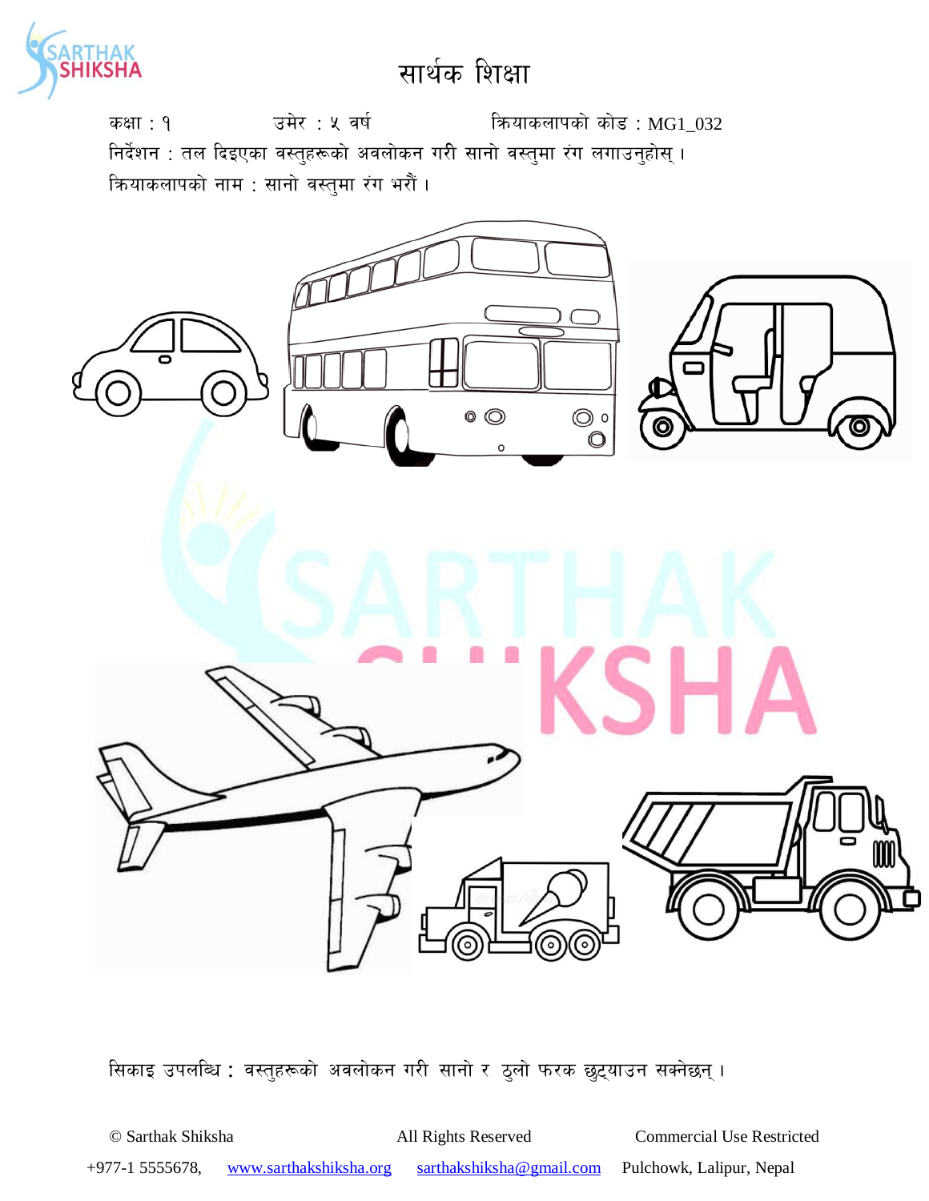# सार्थक शिक्षा

कक्षा : १ उमेर : ५ वर्ष क्रियाकलापको कोड : MG1_032

निर्देशन : तल दिइएका वस्तुहरूको अवलोकन गरी सानो वस्तुमा रंग लगाउनुहोस् ।

क्रियाकलापको नाम : सानो वस्तुमा रंग भरौं ।

सिकाइ उपलब्धि : वस्तुहरूको अवलोकन गरी सानो र ठुलो फरक छुट्याउन सक्नेछन् ।

© Sarthak Shiksha All Rights Reserved Commercial Use Restricted

+977-1 5555678, www.sarthakshiksha.org sarthakshiksha@gmail.com Pulchowk, Lalipur, Nepal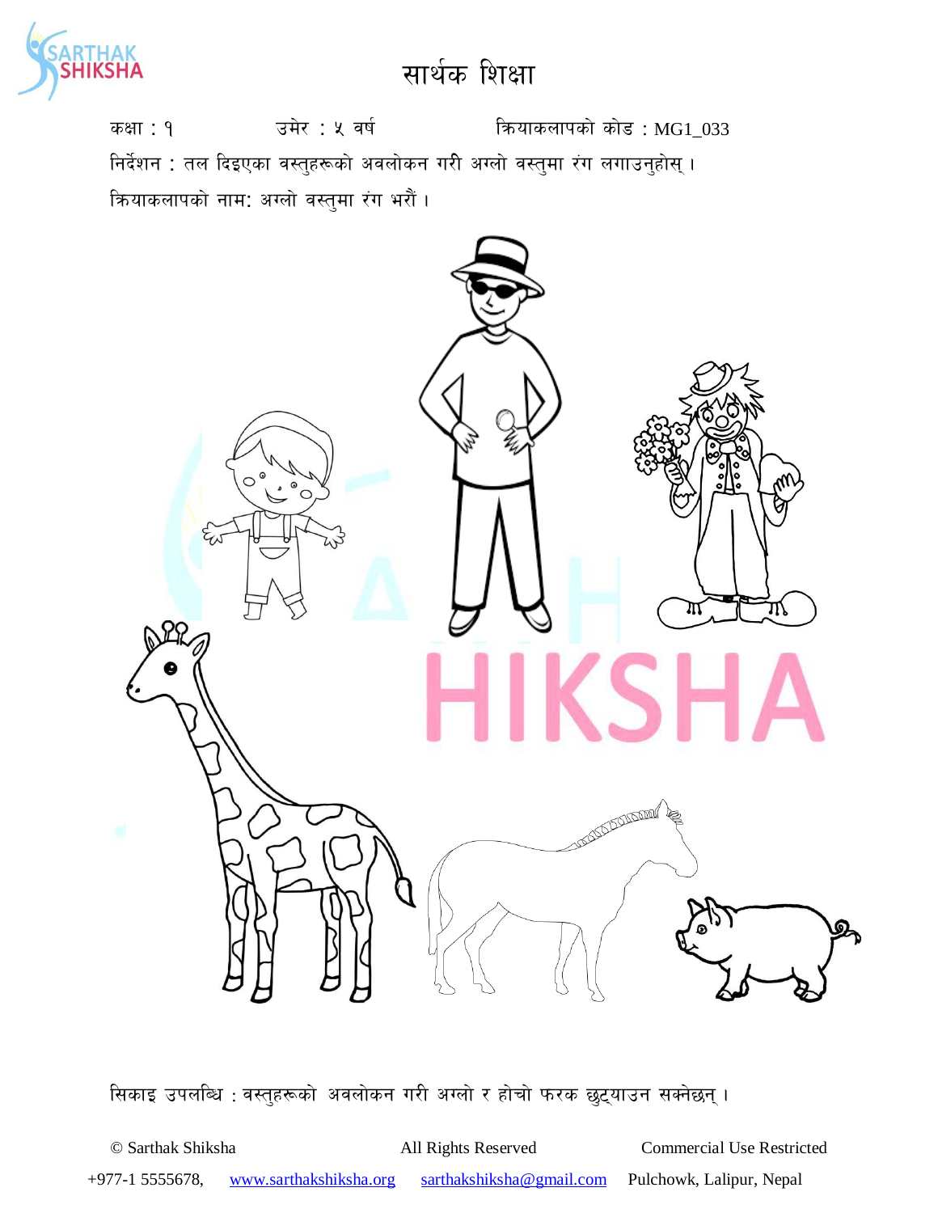# सार्थक शिक्षा

कक्षा : १ उमेर : ५ वर्ष क्रियाकलापको कोड : MG1_033

निर्देशन : तल दिइएका वस्तुहरूको अवलोकन गरी अग्लो वस्तुमा रंग लगाउनुहोस् ।

क्रियाकलापको नाम: अग्लो वस्तुमा रंग भरौं ।

सिकाइ उपलब्धि : वस्तुहरूको अवलोकन गरी अग्लो र होचो फरक छुट्याउन सक्नेछन् ।

© Sarthak Shiksha All Rights Reserved Commercial Use Restricted

+977-1 5555678, www.sarthakshiksha.org sarthakshiksha@gmail.com Pulchowk, Lalipur, Nepal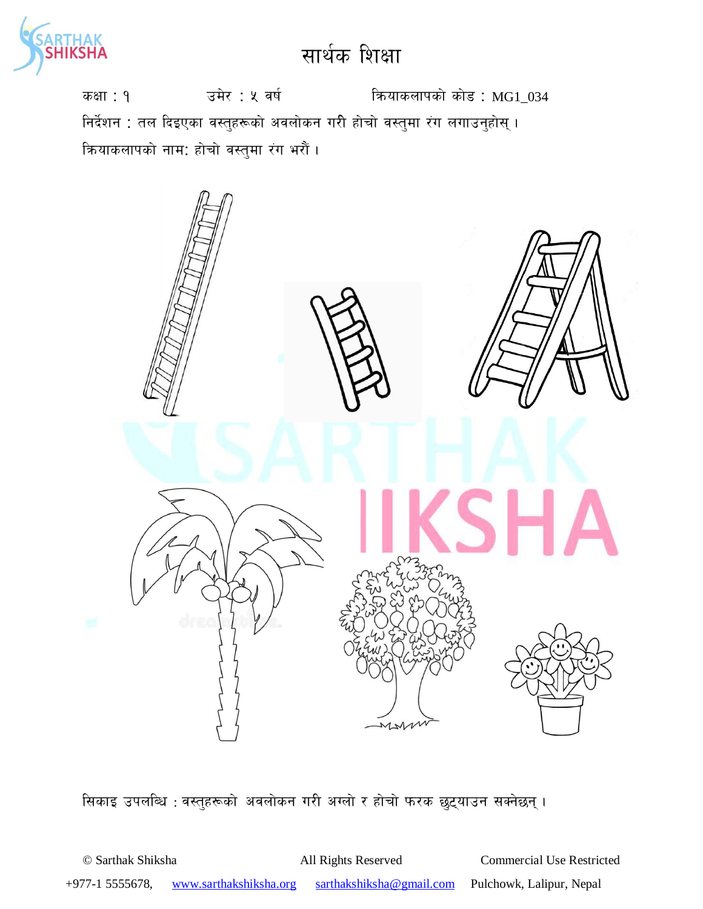# सार्थक शिक्षा

कक्षा : १ उमेर : ५ वर्ष क्रियाकलापको कोड : MG1_034

निर्देशन : तल दिइएका वस्तुहरूको अवलोकन गरी होचो वस्तुमा रंग लगाउनुहोस् ।

क्रियाकलापको नाम: होचो वस्तुमा रंग भरौं ।

सिकाइ उपलब्धि : वस्तुहरूको अवलोकन गरी अग्लो र होचो फरक छुट्याउन सक्नेछन् ।

© Sarthak Shiksha All Rights Reserved Commercial Use Restricted

+977-1 5555678, www.sarthakshiksha.org sarthakshiksha@gmail.com Pulchowk, Lalipur, Nepal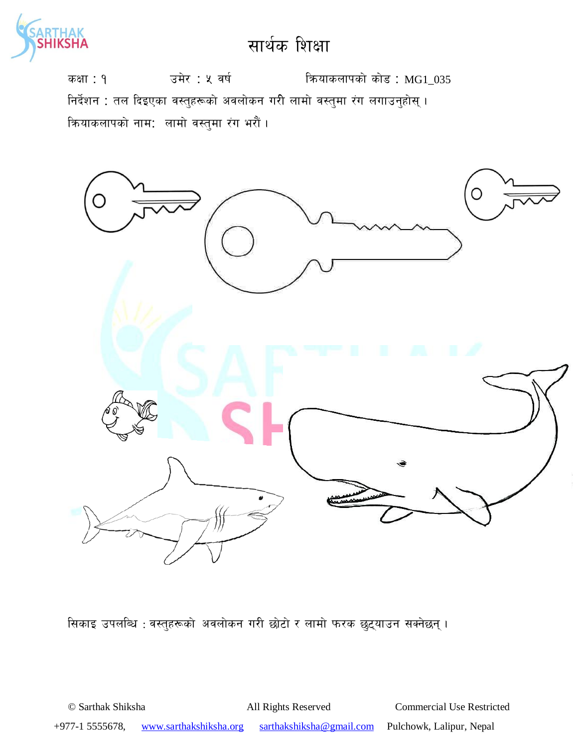# सार्थक शिक्षा

कक्षा : १ उमेर : ५ वर्ष क्रियाकलापको कोड : MG1_035

निर्देशन : तल दिइएका वस्तुहरूको अवलोकन गरी लामो वस्तुमा रंग लगाउनुहोस् ।

क्रियाकलापको नाम: लामो वस्तुमा रंग भरौं ।

सिकाइ उपलब्धि : वस्तुहरूको अवलोकन गरी छोटो र लामो फरक छुट्याउन सक्नेछन् ।

© Sarthak Shiksha All Rights Reserved Commercial Use Restricted

+977-1 5555678, www.sarthakshiksha.org sarthakshiksha@gmail.com Pulchowk, Lalipur, Nepal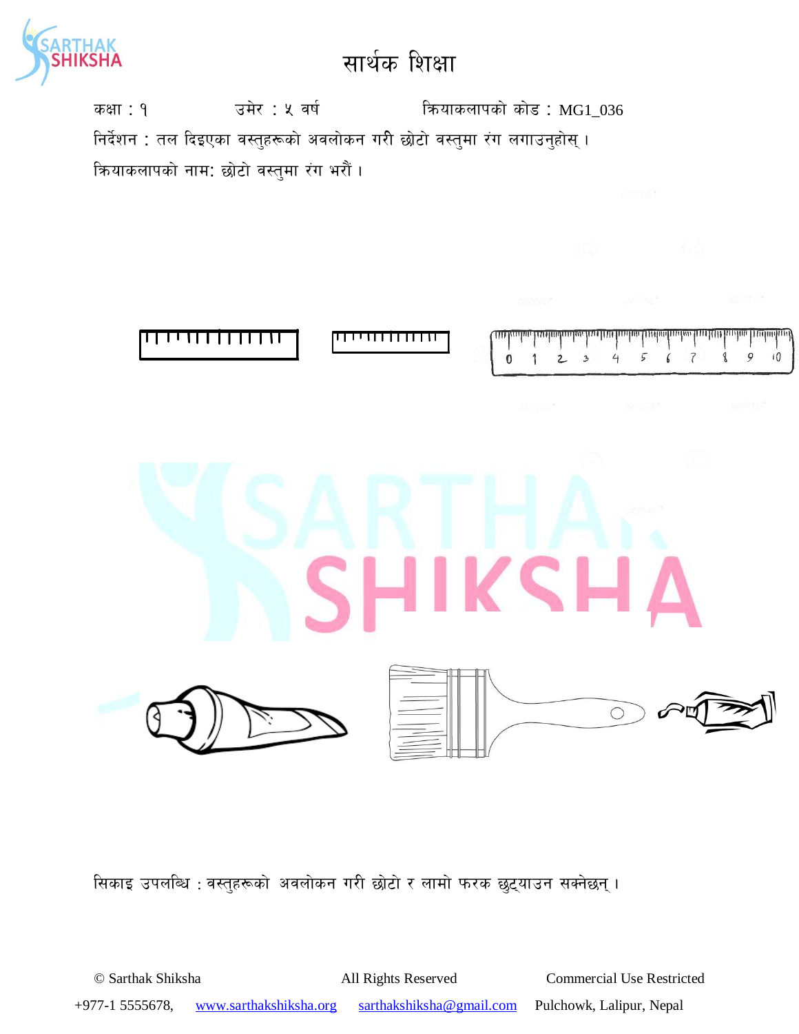सार्थक शिक्षा

कक्षा : १　　　　उमेर : ५ वर्ष　　　　क्रियाकलापको कोड : MG1_036

निर्देशन : तल दिइएका वस्तुहरूको अवलोकन गरी छोटो वस्तुमा रंग लगाउनुहोस् ।

क्रियाकलापको नाम: छोटो वस्तुमा रंग भरौं ।

0 1 2 3 4 5 6 7 8 9 10

सिकाइ उपलब्धि : वस्तुहरूको अवलोकन गरी छोटो र लामो फरक छुट्याउन सक्नेछन् ।